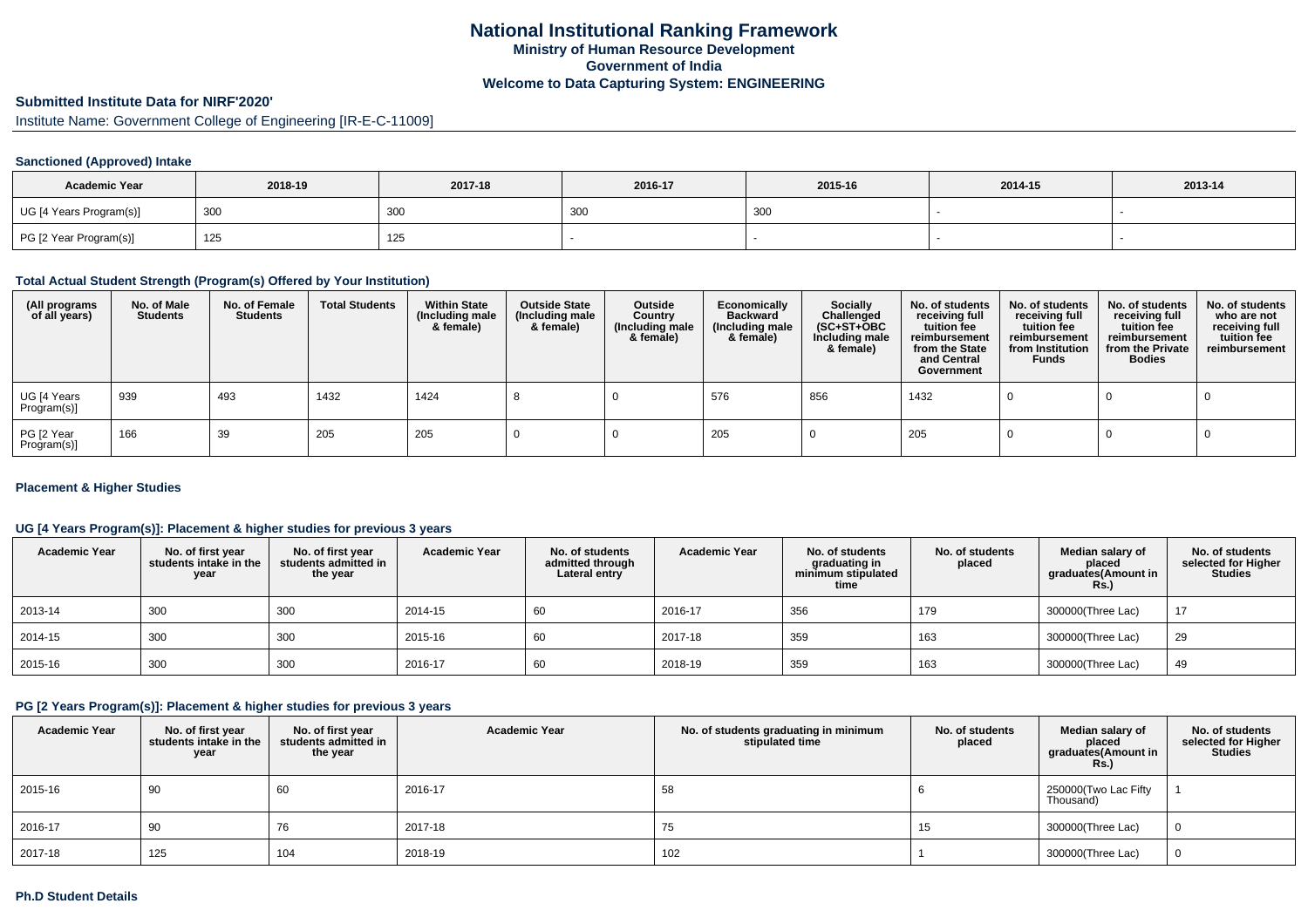# National Institutional Ranking Framework
## Ministry of Human Resource Development
## Government of India
## Welcome to Data Capturing System: ENGINEERING

### Submitted Institute Data for NIRF'2020'

Institute Name: Government College of Engineering [IR-E-C-11009]

#### Sanctioned (Approved) Intake

| Academic Year | 2018-19 | 2017-18 | 2016-17 | 2015-16 | 2014-15 | 2013-14 |
|---|---|---|---|---|---|---|
| UG [4 Years Program(s)] | 300 | 300 | 300 | 300 | - | - |
| PG [2 Year Program(s)] | 125 | 125 | - | - | - | - |

#### Total Actual Student Strength (Program(s) Offered by Your Institution)

| (All programs of all years) | No. of Male Students | No. of Female Students | Total Students | Within State (Including male & female) | Outside State (Including male & female) | Outside Country (Including male & female) | Economically Backward (Including male & female) | Socially Challenged (SC+ST+OBC Including male & female) | No. of students receiving full tuition fee reimbursement from the State and Central Government | No. of students receiving full tuition fee reimbursement from Institution Funds | No. of students receiving full tuition fee reimbursement from the Private Bodies | No. of students who are not receiving full tuition fee reimbursement |
|---|---|---|---|---|---|---|---|---|---|---|---|---|
| UG [4 Years Program(s)] | 939 | 493 | 1432 | 1424 | 8 | 0 | 576 | 856 | 1432 | 0 | 0 | 0 |
| PG [2 Year Program(s)] | 166 | 39 | 205 | 205 | 0 | 0 | 205 | 0 | 205 | 0 | 0 | 0 |

#### Placement & Higher Studies

#### UG [4 Years Program(s)]: Placement & higher studies for previous 3 years

| Academic Year | No. of first year students intake in the year | No. of first year students admitted in the year | Academic Year | No. of students admitted through Lateral entry | Academic Year | No. of students graduating in minimum stipulated time | No. of students placed | Median salary of placed graduates(Amount in Rs.) | No. of students selected for Higher Studies |
|---|---|---|---|---|---|---|---|---|---|
| 2013-14 | 300 | 300 | 2014-15 | 60 | 2016-17 | 356 | 179 | 300000(Three Lac) | 17 |
| 2014-15 | 300 | 300 | 2015-16 | 60 | 2017-18 | 359 | 163 | 300000(Three Lac) | 29 |
| 2015-16 | 300 | 300 | 2016-17 | 60 | 2018-19 | 359 | 163 | 300000(Three Lac) | 49 |

#### PG [2 Years Program(s)]: Placement & higher studies for previous 3 years

| Academic Year | No. of first year students intake in the year | No. of first year students admitted in the year | Academic Year | No. of students graduating in minimum stipulated time | No. of students placed | Median salary of placed graduates(Amount in Rs.) | No. of students selected for Higher Studies |
|---|---|---|---|---|---|---|---|
| 2015-16 | 90 | 60 | 2016-17 | 58 | 6 | 250000(Two Lac Fifty Thousand) | 1 |
| 2016-17 | 90 | 76 | 2017-18 | 75 | 15 | 300000(Three Lac) | 0 |
| 2017-18 | 125 | 104 | 2018-19 | 102 | 1 | 300000(Three Lac) | 0 |

#### Ph.D Student Details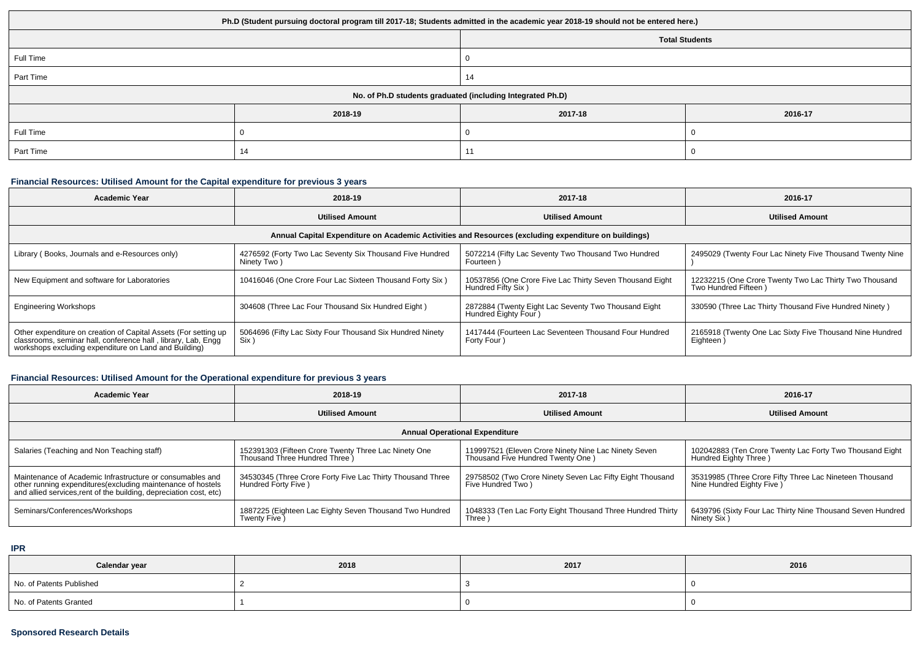| Ph.D (Student pursuing doctoral program till 2017-18; Students admitted in the academic year 2018-19 should not be entered here.) | | | |
|---|---|---|---|
| | | Total Students | |
| Full Time | | 0 | |
| Part Time | | 14 | |
| No. of Ph.D students graduated (including Integrated Ph.D) | | | |
| | 2018-19 | 2017-18 | 2016-17 |
| Full Time | 0 | 0 | 0 |
| Part Time | 14 | 11 | 0 |

### Financial Resources: Utilised Amount for the Capital expenditure for previous 3 years

| Academic Year | 2018-19 | 2017-18 | 2016-17 |
|---|---|---|---|
| | Utilised Amount | Utilised Amount | Utilised Amount |
| Annual Capital Expenditure on Academic Activities and Resources (excluding expenditure on buildings) | | | |
| Library ( Books, Journals and e-Resources only) | 4276592 (Forty Two Lac Seventy Six Thousand Five Hundred Ninety Two ) | 5072214 (Fifty Lac Seventy Two Thousand Two Hundred Fourteen ) | 2495029 (Twenty Four Lac Ninety Five Thousand Twenty Nine ) |
| New Equipment and software for Laboratories | 10416046 (One Crore Four Lac Sixteen Thousand Forty Six ) | 10537856 (One Crore Five Lac Thirty Seven Thousand Eight Hundred Fifty Six ) | 12232215 (One Crore Twenty Two Lac Thirty Two Thousand Two Hundred Fifteen ) |
| Engineering Workshops | 304608 (Three Lac Four Thousand Six Hundred Eight ) | 2872884 (Twenty Eight Lac Seventy Two Thousand Eight Hundred Eighty Four ) | 330590 (Three Lac Thirty Thousand Five Hundred Ninety ) |
| Other expenditure on creation of Capital Assets (For setting up classrooms, seminar hall, conference hall , library, Lab, Engg workshops excluding expenditure on Land and Building) | 5064696 (Fifty Lac Sixty Four Thousand Six Hundred Ninety Six ) | 1417444 (Fourteen Lac Seventeen Thousand Four Hundred Forty Four ) | 2165918 (Twenty One Lac Sixty Five Thousand Nine Hundred Eighteen ) |

### Financial Resources: Utilised Amount for the Operational expenditure for previous 3 years

| Academic Year | 2018-19 | 2017-18 | 2016-17 |
|---|---|---|---|
| | Utilised Amount | Utilised Amount | Utilised Amount |
| Annual Operational Expenditure | | | |
| Salaries (Teaching and Non Teaching staff) | 152391303 (Fifteen Crore Twenty Three Lac Ninety One Thousand Three Hundred Three ) | 119997521 (Eleven Crore Ninety Nine Lac Ninety Seven Thousand Five Hundred Twenty One ) | 102042883 (Ten Crore Twenty Lac Forty Two Thousand Eight Hundred Eighty Three ) |
| Maintenance of Academic Infrastructure or consumables and other running expenditures(excluding maintenance of hostels and allied services,rent of the building, depreciation cost, etc) | 34530345 (Three Crore Forty Five Lac Thirty Thousand Three Hundred Forty Five ) | 29758502 (Two Crore Ninety Seven Lac Fifty Eight Thousand Five Hundred Two ) | 35319985 (Three Crore Fifty Three Lac Nineteen Thousand Nine Hundred Eighty Five ) |
| Seminars/Conferences/Workshops | 1887225 (Eighteen Lac Eighty Seven Thousand Two Hundred Twenty Five ) | 1048333 (Ten Lac Forty Eight Thousand Three Hundred Thirty Three ) | 6439796 (Sixty Four Lac Thirty Nine Thousand Seven Hundred Ninety Six ) |

### IPR

| Calendar year | 2018 | 2017 | 2016 |
|---|---|---|---|
| No. of Patents Published | 2 | 3 | 0 |
| No. of Patents Granted | 1 | 0 | 0 |

### Sponsored Research Details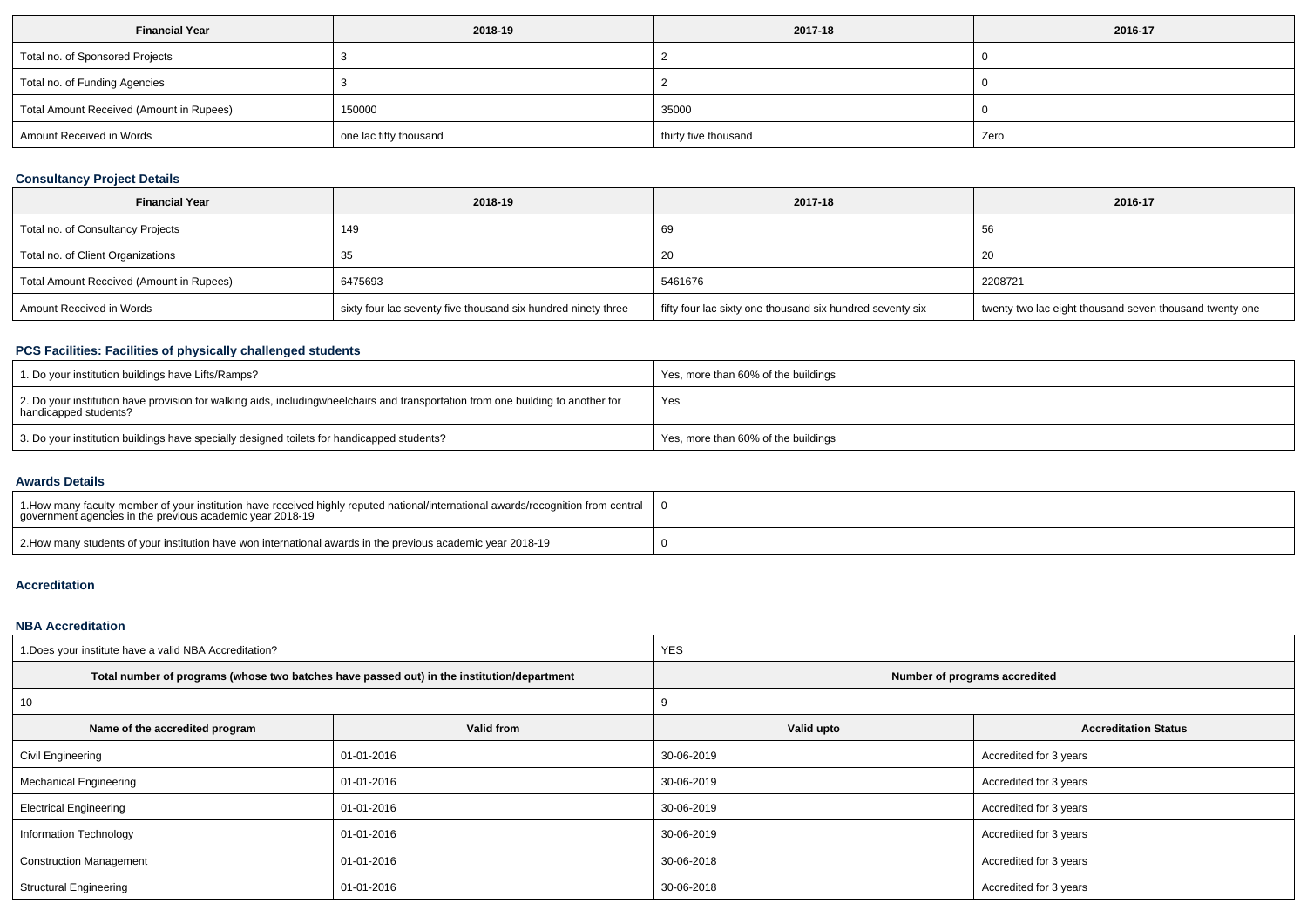| Financial Year | 2018-19 | 2017-18 | 2016-17 |
| --- | --- | --- | --- |
| Total no. of Sponsored Projects | 3 | 2 | 0 |
| Total no. of Funding Agencies | 3 | 2 | 0 |
| Total Amount Received (Amount in Rupees) | 150000 | 35000 | 0 |
| Amount Received in Words | one lac fifty thousand | thirty five thousand | Zero |

### Consultancy Project Details

| Financial Year | 2018-19 | 2017-18 | 2016-17 |
| --- | --- | --- | --- |
| Total no. of Consultancy Projects | 149 | 69 | 56 |
| Total no. of Client Organizations | 35 | 20 | 20 |
| Total Amount Received (Amount in Rupees) | 6475693 | 5461676 | 2208721 |
| Amount Received in Words | sixty four lac seventy five thousand six hundred ninety three | fifty four lac sixty one thousand six hundred seventy six | twenty two lac eight thousand seven thousand twenty one |

### PCS Facilities: Facilities of physically challenged students

| | |
| --- | --- |
| 1. Do your institution buildings have Lifts/Ramps? | Yes, more than 60% of the buildings |
| 2. Do your institution have provision for walking aids, includingwheelchairs and transportation from one building to another for handicapped students? | Yes |
| 3. Do your institution buildings have specially designed toilets for handicapped students? | Yes, more than 60% of the buildings |

### Awards Details

| | |
| --- | --- |
| 1.How many faculty member of your institution have received highly reputed national/international awards/recognition from central government agencies in the previous academic year 2018-19 | 0 |
| 2.How many students of your institution have won international awards in the previous academic year 2018-19 | 0 |

### Accreditation

### NBA Accreditation

| 1.Does your institute have a valid NBA Accreditation? | | YES | |
| --- | --- | --- | --- |
| **Total number of programs (whose two batches have passed out) in the institution/department** | | **Number of programs accredited** | |
| 10 | | 9 | |
| **Name of the accredited program** | **Valid from** | **Valid upto** | **Accreditation Status** |
| Civil Engineering | 01-01-2016 | 30-06-2019 | Accredited for 3 years |
| Mechanical Engineering | 01-01-2016 | 30-06-2019 | Accredited for 3 years |
| Electrical Engineering | 01-01-2016 | 30-06-2019 | Accredited for 3 years |
| Information Technology | 01-01-2016 | 30-06-2019 | Accredited for 3 years |
| Construction Management | 01-01-2016 | 30-06-2018 | Accredited for 3 years |
| Structural Engineering | 01-01-2016 | 30-06-2018 | Accredited for 3 years |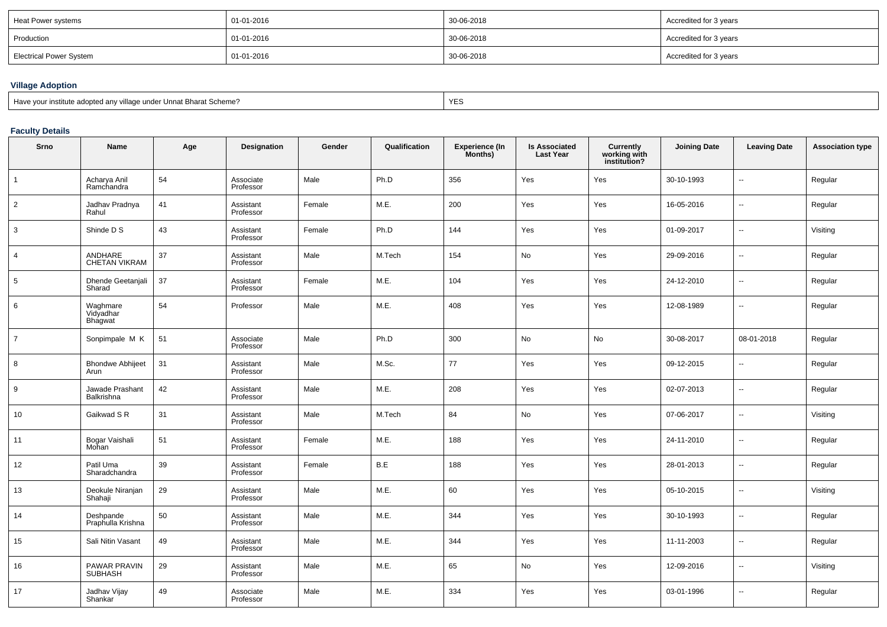| Heat Power systems | 01-01-2016 | 30-06-2018 | Accredited for 3 years |
|---|---|---|---|
| Production | 01-01-2016 | 30-06-2018 | Accredited for 3 years |
| Electrical Power System | 01-01-2016 | 30-06-2018 | Accredited for 3 years |

### Village Adoption

| Have your institute adopted any village under Unnat Bharat Scheme? | YES |
|---|---|

### Faculty Details

| Srno | Name | Age | Designation | Gender | Qualification | Experience (In Months) | Is Associated Last Year | Currently working with institution? | Joining Date | Leaving Date | Association type |
|---|---|---|---|---|---|---|---|---|---|---|---|
| 1 | Acharya Anil Ramchandra | 54 | Associate Professor | Male | Ph.D | 356 | Yes | Yes | 30-10-1993 | -- | Regular |
| 2 | Jadhav Pradnya Rahul | 41 | Assistant Professor | Female | M.E. | 200 | Yes | Yes | 16-05-2016 | -- | Regular |
| 3 | Shinde D S | 43 | Assistant Professor | Female | Ph.D | 144 | Yes | Yes | 01-09-2017 | -- | Visiting |
| 4 | ANDHARE CHETAN VIKRAM | 37 | Assistant Professor | Male | M.Tech | 154 | No | Yes | 29-09-2016 | -- | Regular |
| 5 | Dhende Geetanjali Sharad | 37 | Assistant Professor | Female | M.E. | 104 | Yes | Yes | 24-12-2010 | -- | Regular |
| 6 | Waghmare Vidyadhar Bhagwat | 54 | Professor | Male | M.E. | 408 | Yes | Yes | 12-08-1989 | -- | Regular |
| 7 | Sonpimpale M K | 51 | Associate Professor | Male | Ph.D | 300 | No | No | 30-08-2017 | 08-01-2018 | Regular |
| 8 | Bhondwe Abhijeet Arun | 31 | Assistant Professor | Male | M.Sc. | 77 | Yes | Yes | 09-12-2015 | -- | Regular |
| 9 | Jawade Prashant Balkrishna | 42 | Assistant Professor | Male | M.E. | 208 | Yes | Yes | 02-07-2013 | -- | Regular |
| 10 | Gaikwad S R | 31 | Assistant Professor | Male | M.Tech | 84 | No | Yes | 07-06-2017 | -- | Visiting |
| 11 | Bogar Vaishali Mohan | 51 | Assistant Professor | Female | M.E. | 188 | Yes | Yes | 24-11-2010 | -- | Regular |
| 12 | Patil Uma Sharadchandra | 39 | Assistant Professor | Female | B.E | 188 | Yes | Yes | 28-01-2013 | -- | Regular |
| 13 | Deokule Niranjan Shahaji | 29 | Assistant Professor | Male | M.E. | 60 | Yes | Yes | 05-10-2015 | -- | Visiting |
| 14 | Deshpande Praphulla Krishna | 50 | Assistant Professor | Male | M.E. | 344 | Yes | Yes | 30-10-1993 | -- | Regular |
| 15 | Sali Nitin Vasant | 49 | Assistant Professor | Male | M.E. | 344 | Yes | Yes | 11-11-2003 | -- | Regular |
| 16 | PAWAR PRAVIN SUBHASH | 29 | Assistant Professor | Male | M.E. | 65 | No | Yes | 12-09-2016 | -- | Visiting |
| 17 | Jadhav Vijay Shankar | 49 | Associate Professor | Male | M.E. | 334 | Yes | Yes | 03-01-1996 | -- | Regular |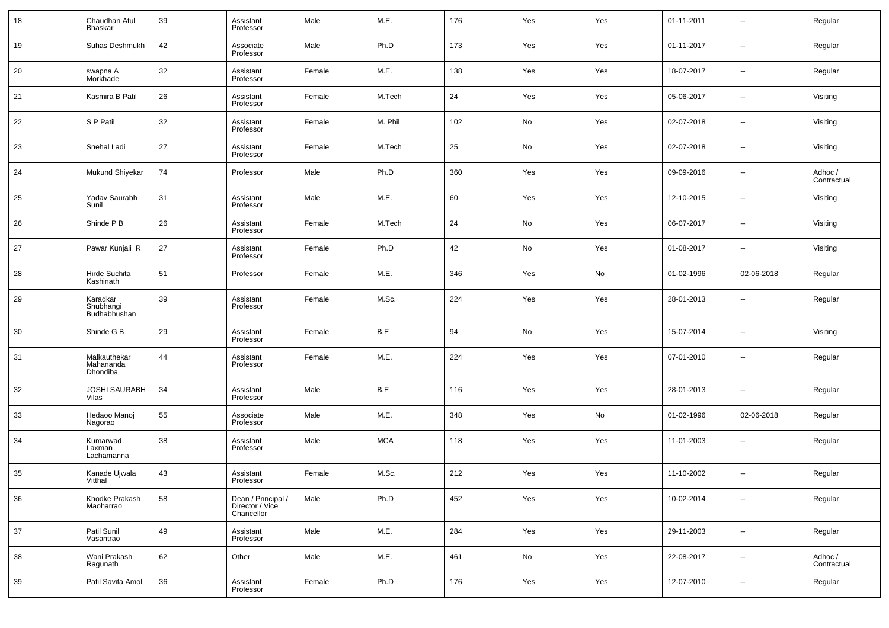| 18 | Chaudhari Atul Bhaskar | 39 | Assistant Professor | Male | M.E. | 176 | Yes | Yes | 01-11-2011 | -- | Regular |
|---|---|---|---|---|---|---|---|---|---|---|---|
| 19 | Suhas Deshmukh | 42 | Associate Professor | Male | Ph.D | 173 | Yes | Yes | 01-11-2017 | -- | Regular |
| 20 | swapna A Morkhade | 32 | Assistant Professor | Female | M.E. | 138 | Yes | Yes | 18-07-2017 | -- | Regular |
| 21 | Kasmira B Patil | 26 | Assistant Professor | Female | M.Tech | 24 | Yes | Yes | 05-06-2017 | -- | Visiting |
| 22 | S P Patil | 32 | Assistant Professor | Female | M. Phil | 102 | No | Yes | 02-07-2018 | -- | Visiting |
| 23 | Snehal Ladi | 27 | Assistant Professor | Female | M.Tech | 25 | No | Yes | 02-07-2018 | -- | Visiting |
| 24 | Mukund Shiyekar | 74 | Professor | Male | Ph.D | 360 | Yes | Yes | 09-09-2016 | -- | Adhoc / Contractual |
| 25 | Yadav Saurabh Sunil | 31 | Assistant Professor | Male | M.E. | 60 | Yes | Yes | 12-10-2015 | -- | Visiting |
| 26 | Shinde P B | 26 | Assistant Professor | Female | M.Tech | 24 | No | Yes | 06-07-2017 | -- | Visiting |
| 27 | Pawar Kunjali R | 27 | Assistant Professor | Female | Ph.D | 42 | No | Yes | 01-08-2017 | -- | Visiting |
| 28 | Hirde Suchita Kashinath | 51 | Professor | Female | M.E. | 346 | Yes | No | 01-02-1996 | 02-06-2018 | Regular |
| 29 | Karadkar Shubhangi Budhabhushan | 39 | Assistant Professor | Female | M.Sc. | 224 | Yes | Yes | 28-01-2013 | -- | Regular |
| 30 | Shinde G B | 29 | Assistant Professor | Female | B.E | 94 | No | Yes | 15-07-2014 | -- | Visiting |
| 31 | Malkauthekar Mahananda Dhondiba | 44 | Assistant Professor | Female | M.E. | 224 | Yes | Yes | 07-01-2010 | -- | Regular |
| 32 | JOSHI SAURABH Vilas | 34 | Assistant Professor | Male | B.E | 116 | Yes | Yes | 28-01-2013 | -- | Regular |
| 33 | Hedaoo Manoj Nagorao | 55 | Associate Professor | Male | M.E. | 348 | Yes | No | 01-02-1996 | 02-06-2018 | Regular |
| 34 | Kumarwad Laxman Lachamanna | 38 | Assistant Professor | Male | MCA | 118 | Yes | Yes | 11-01-2003 | -- | Regular |
| 35 | Kanade Ujwala Vitthal | 43 | Assistant Professor | Female | M.Sc. | 212 | Yes | Yes | 11-10-2002 | -- | Regular |
| 36 | Khodke Prakash Maoharrao | 58 | Dean / Principal / Director / Vice Chancellor | Male | Ph.D | 452 | Yes | Yes | 10-02-2014 | -- | Regular |
| 37 | Patil Sunil Vasantrao | 49 | Assistant Professor | Male | M.E. | 284 | Yes | Yes | 29-11-2003 | -- | Regular |
| 38 | Wani Prakash Ragunath | 62 | Other | Male | M.E. | 461 | No | Yes | 22-08-2017 | -- | Adhoc / Contractual |
| 39 | Patil Savita Amol | 36 | Assistant Professor | Female | Ph.D | 176 | Yes | Yes | 12-07-2010 | -- | Regular |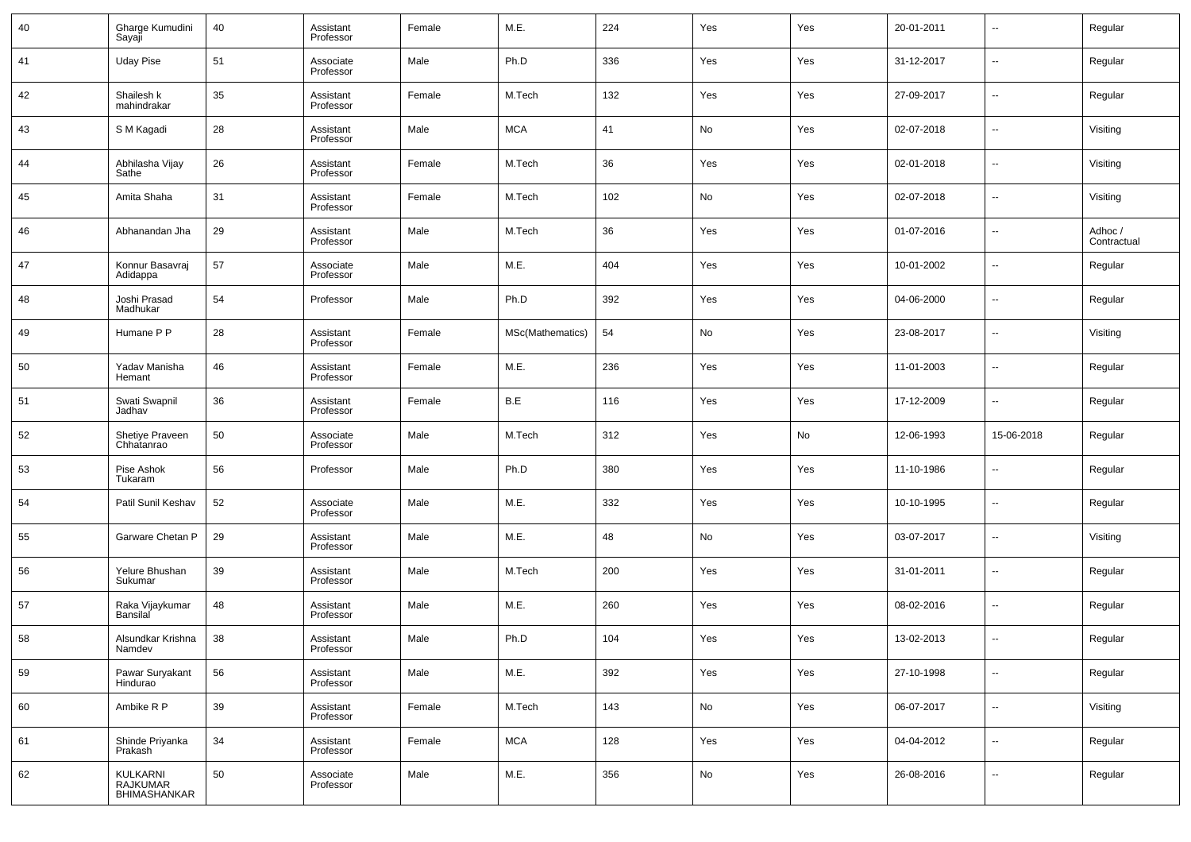| | | | | | | | | | | | |
|---|---|---|---|---|---|---|---|---|---|---|---|
| 40 | Gharge Kumudini Sayaji | 40 | Assistant Professor | Female | M.E. | 224 | Yes | Yes | 20-01-2011 | -- | Regular |
| 41 | Uday Pise | 51 | Associate Professor | Male | Ph.D | 336 | Yes | Yes | 31-12-2017 | -- | Regular |
| 42 | Shailesh k mahindrakar | 35 | Assistant Professor | Female | M.Tech | 132 | Yes | Yes | 27-09-2017 | -- | Regular |
| 43 | S M Kagadi | 28 | Assistant Professor | Male | MCA | 41 | No | Yes | 02-07-2018 | -- | Visiting |
| 44 | Abhilasha Vijay Sathe | 26 | Assistant Professor | Female | M.Tech | 36 | Yes | Yes | 02-01-2018 | -- | Visiting |
| 45 | Amita Shaha | 31 | Assistant Professor | Female | M.Tech | 102 | No | Yes | 02-07-2018 | -- | Visiting |
| 46 | Abhanandan Jha | 29 | Assistant Professor | Male | M.Tech | 36 | Yes | Yes | 01-07-2016 | -- | Adhoc / Contractual |
| 47 | Konnur Basavraj Adidappa | 57 | Associate Professor | Male | M.E. | 404 | Yes | Yes | 10-01-2002 | -- | Regular |
| 48 | Joshi Prasad Madhukar | 54 | Professor | Male | Ph.D | 392 | Yes | Yes | 04-06-2000 | -- | Regular |
| 49 | Humane P P | 28 | Assistant Professor | Female | MSc(Mathematics) | 54 | No | Yes | 23-08-2017 | -- | Visiting |
| 50 | Yadav Manisha Hemant | 46 | Assistant Professor | Female | M.E. | 236 | Yes | Yes | 11-01-2003 | -- | Regular |
| 51 | Swati Swapnil Jadhav | 36 | Assistant Professor | Female | B.E | 116 | Yes | Yes | 17-12-2009 | -- | Regular |
| 52 | Shetiye Praveen Chhatanrao | 50 | Associate Professor | Male | M.Tech | 312 | Yes | No | 12-06-1993 | 15-06-2018 | Regular |
| 53 | Pise Ashok Tukaram | 56 | Professor | Male | Ph.D | 380 | Yes | Yes | 11-10-1986 | -- | Regular |
| 54 | Patil Sunil Keshav | 52 | Associate Professor | Male | M.E. | 332 | Yes | Yes | 10-10-1995 | -- | Regular |
| 55 | Garware Chetan P | 29 | Assistant Professor | Male | M.E. | 48 | No | Yes | 03-07-2017 | -- | Visiting |
| 56 | Yelure Bhushan Sukumar | 39 | Assistant Professor | Male | M.Tech | 200 | Yes | Yes | 31-01-2011 | -- | Regular |
| 57 | Raka Vijaykumar Bansilal | 48 | Assistant Professor | Male | M.E. | 260 | Yes | Yes | 08-02-2016 | -- | Regular |
| 58 | Alsundkar Krishna Namdev | 38 | Assistant Professor | Male | Ph.D | 104 | Yes | Yes | 13-02-2013 | -- | Regular |
| 59 | Pawar Suryakant Hindurao | 56 | Assistant Professor | Male | M.E. | 392 | Yes | Yes | 27-10-1998 | -- | Regular |
| 60 | Ambike R P | 39 | Assistant Professor | Female | M.Tech | 143 | No | Yes | 06-07-2017 | -- | Visiting |
| 61 | Shinde Priyanka Prakash | 34 | Assistant Professor | Female | MCA | 128 | Yes | Yes | 04-04-2012 | -- | Regular |
| 62 | KULKARNI RAJKUMAR BHIMASHANKAR | 50 | Associate Professor | Male | M.E. | 356 | No | Yes | 26-08-2016 | -- | Regular |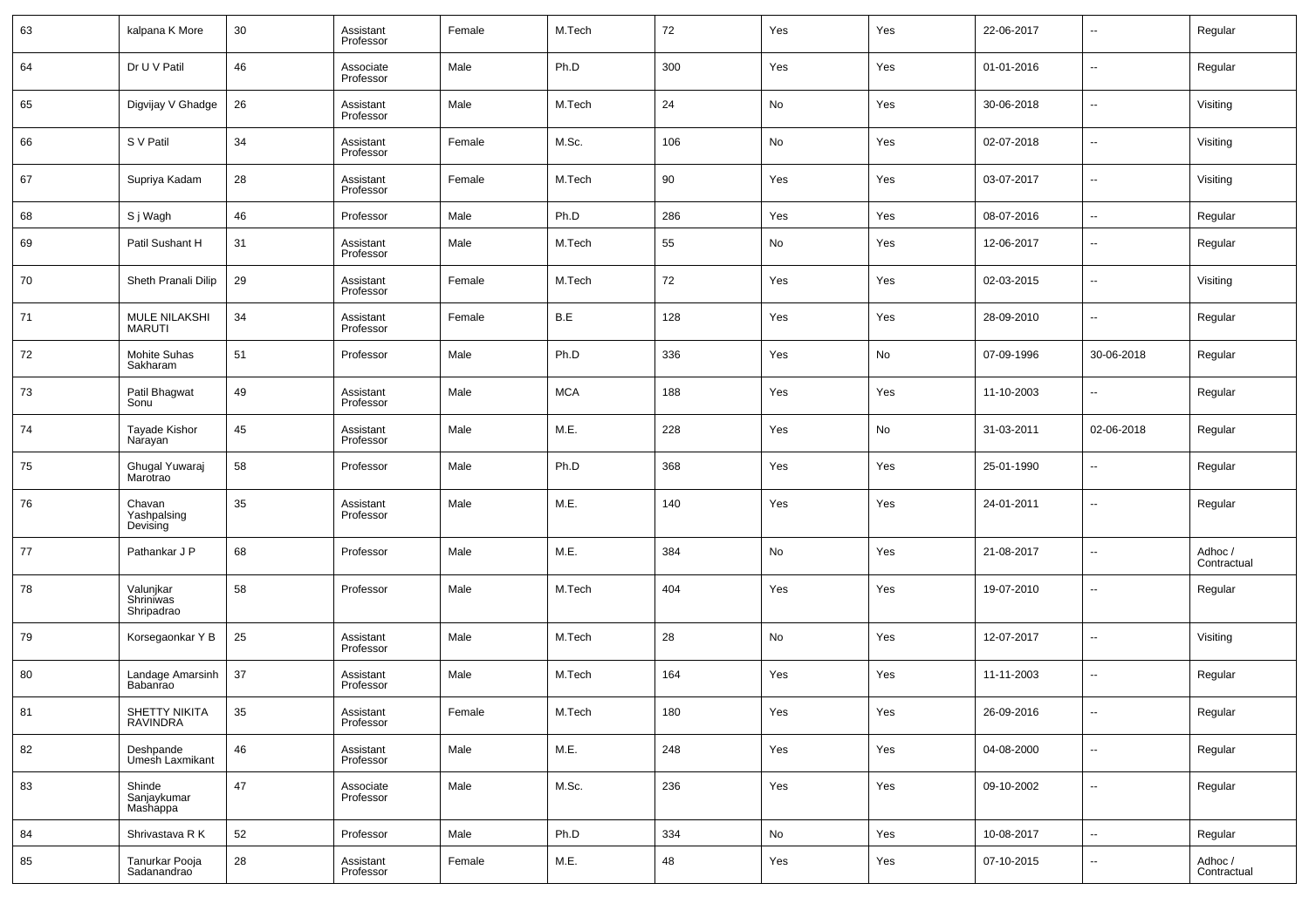| 63 | kalpana K More | 30 | Assistant Professor | Female | M.Tech | 72 | Yes | Yes | 22-06-2017 | -- | Regular |
|---|---|---|---|---|---|---|---|---|---|---|---|
| 64 | Dr U V Patil | 46 | Associate Professor | Male | Ph.D | 300 | Yes | Yes | 01-01-2016 | -- | Regular |
| 65 | Digvijay V Ghadge | 26 | Assistant Professor | Male | M.Tech | 24 | No | Yes | 30-06-2018 | -- | Visiting |
| 66 | S V Patil | 34 | Assistant Professor | Female | M.Sc. | 106 | No | Yes | 02-07-2018 | -- | Visiting |
| 67 | Supriya Kadam | 28 | Assistant Professor | Female | M.Tech | 90 | Yes | Yes | 03-07-2017 | -- | Visiting |
| 68 | S j Wagh | 46 | Professor | Male | Ph.D | 286 | Yes | Yes | 08-07-2016 | -- | Regular |
| 69 | Patil Sushant H | 31 | Assistant Professor | Male | M.Tech | 55 | No | Yes | 12-06-2017 | -- | Regular |
| 70 | Sheth Pranali Dilip | 29 | Assistant Professor | Female | M.Tech | 72 | Yes | Yes | 02-03-2015 | -- | Visiting |
| 71 | MULE NILAKSHI MARUTI | 34 | Assistant Professor | Female | B.E | 128 | Yes | Yes | 28-09-2010 | -- | Regular |
| 72 | Mohite Suhas Sakharam | 51 | Professor | Male | Ph.D | 336 | Yes | No | 07-09-1996 | 30-06-2018 | Regular |
| 73 | Patil Bhagwat Sonu | 49 | Assistant Professor | Male | MCA | 188 | Yes | Yes | 11-10-2003 | -- | Regular |
| 74 | Tayade Kishor Narayan | 45 | Assistant Professor | Male | M.E. | 228 | Yes | No | 31-03-2011 | 02-06-2018 | Regular |
| 75 | Ghugal Yuwaraj Marotrao | 58 | Professor | Male | Ph.D | 368 | Yes | Yes | 25-01-1990 | -- | Regular |
| 76 | Chavan Yashpalsing Devising | 35 | Assistant Professor | Male | M.E. | 140 | Yes | Yes | 24-01-2011 | -- | Regular |
| 77 | Pathankar J P | 68 | Professor | Male | M.E. | 384 | No | Yes | 21-08-2017 | -- | Adhoc / Contractual |
| 78 | Valunjkar Shriniwas Shripadrao | 58 | Professor | Male | M.Tech | 404 | Yes | Yes | 19-07-2010 | -- | Regular |
| 79 | Korsegaonkar Y B | 25 | Assistant Professor | Male | M.Tech | 28 | No | Yes | 12-07-2017 | -- | Visiting |
| 80 | Landage Amarsinh Babanrao | 37 | Assistant Professor | Male | M.Tech | 164 | Yes | Yes | 11-11-2003 | -- | Regular |
| 81 | SHETTY NIKITA RAVINDRA | 35 | Assistant Professor | Female | M.Tech | 180 | Yes | Yes | 26-09-2016 | -- | Regular |
| 82 | Deshpande Umesh Laxmikant | 46 | Assistant Professor | Male | M.E. | 248 | Yes | Yes | 04-08-2000 | -- | Regular |
| 83 | Shinde Sanjaykumar Mashappa | 47 | Associate Professor | Male | M.Sc. | 236 | Yes | Yes | 09-10-2002 | -- | Regular |
| 84 | Shrivastava R K | 52 | Professor | Male | Ph.D | 334 | No | Yes | 10-08-2017 | -- | Regular |
| 85 | Tanurkar Pooja Sadanandrao | 28 | Assistant Professor | Female | M.E. | 48 | Yes | Yes | 07-10-2015 | -- | Adhoc / Contractual |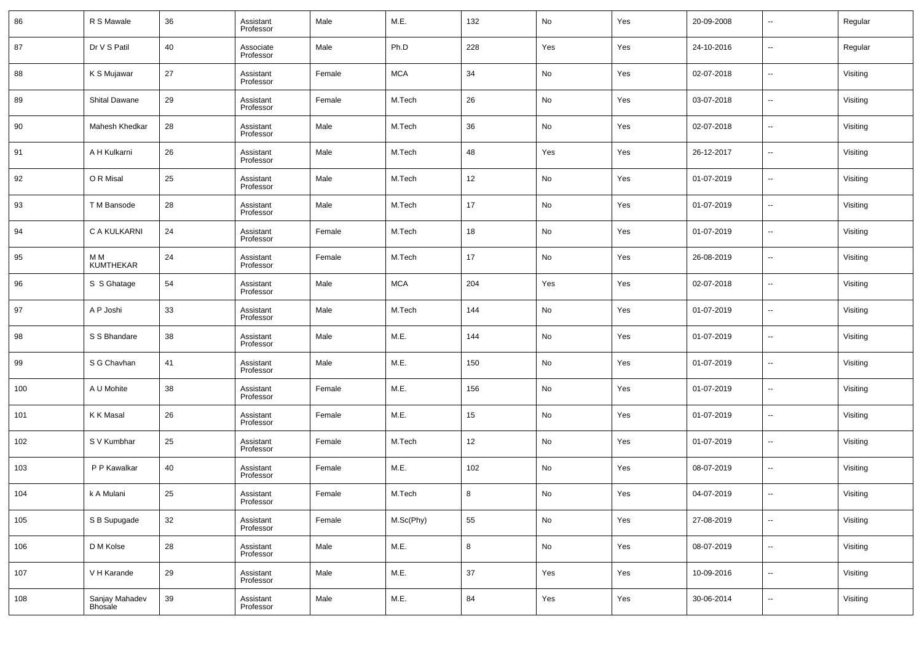| | | | | | | | | | | | |
|---|---|---|---|---|---|---|---|---|---|---|---|
| 86 | R S Mawale | 36 | Assistant Professor | Male | M.E. | 132 | No | Yes | 20-09-2008 | -- | Regular |
| 87 | Dr V S Patil | 40 | Associate Professor | Male | Ph.D | 228 | Yes | Yes | 24-10-2016 | -- | Regular |
| 88 | K S Mujawar | 27 | Assistant Professor | Female | MCA | 34 | No | Yes | 02-07-2018 | -- | Visiting |
| 89 | Shital Dawane | 29 | Assistant Professor | Female | M.Tech | 26 | No | Yes | 03-07-2018 | -- | Visiting |
| 90 | Mahesh Khedkar | 28 | Assistant Professor | Male | M.Tech | 36 | No | Yes | 02-07-2018 | -- | Visiting |
| 91 | A H Kulkarni | 26 | Assistant Professor | Male | M.Tech | 48 | Yes | Yes | 26-12-2017 | -- | Visiting |
| 92 | O R Misal | 25 | Assistant Professor | Male | M.Tech | 12 | No | Yes | 01-07-2019 | -- | Visiting |
| 93 | T M Bansode | 28 | Assistant Professor | Male | M.Tech | 17 | No | Yes | 01-07-2019 | -- | Visiting |
| 94 | C A KULKARNI | 24 | Assistant Professor | Female | M.Tech | 18 | No | Yes | 01-07-2019 | -- | Visiting |
| 95 | M M KUMTHEKAR | 24 | Assistant Professor | Female | M.Tech | 17 | No | Yes | 26-08-2019 | -- | Visiting |
| 96 | S S Ghatage | 54 | Assistant Professor | Male | MCA | 204 | Yes | Yes | 02-07-2018 | -- | Visiting |
| 97 | A P Joshi | 33 | Assistant Professor | Male | M.Tech | 144 | No | Yes | 01-07-2019 | -- | Visiting |
| 98 | S S Bhandare | 38 | Assistant Professor | Male | M.E. | 144 | No | Yes | 01-07-2019 | -- | Visiting |
| 99 | S G Chavhan | 41 | Assistant Professor | Male | M.E. | 150 | No | Yes | 01-07-2019 | -- | Visiting |
| 100 | A U Mohite | 38 | Assistant Professor | Female | M.E. | 156 | No | Yes | 01-07-2019 | -- | Visiting |
| 101 | K K Masal | 26 | Assistant Professor | Female | M.E. | 15 | No | Yes | 01-07-2019 | -- | Visiting |
| 102 | S V Kumbhar | 25 | Assistant Professor | Female | M.Tech | 12 | No | Yes | 01-07-2019 | -- | Visiting |
| 103 | P P Kawalkar | 40 | Assistant Professor | Female | M.E. | 102 | No | Yes | 08-07-2019 | -- | Visiting |
| 104 | k A Mulani | 25 | Assistant Professor | Female | M.Tech | 8 | No | Yes | 04-07-2019 | -- | Visiting |
| 105 | S B Supugade | 32 | Assistant Professor | Female | M.Sc(Phy) | 55 | No | Yes | 27-08-2019 | -- | Visiting |
| 106 | D M Kolse | 28 | Assistant Professor | Male | M.E. | 8 | No | Yes | 08-07-2019 | -- | Visiting |
| 107 | V H Karande | 29 | Assistant Professor | Male | M.E. | 37 | Yes | Yes | 10-09-2016 | -- | Visiting |
| 108 | Sanjay Mahadev Bhosale | 39 | Assistant Professor | Male | M.E. | 84 | Yes | Yes | 30-06-2014 | -- | Visiting |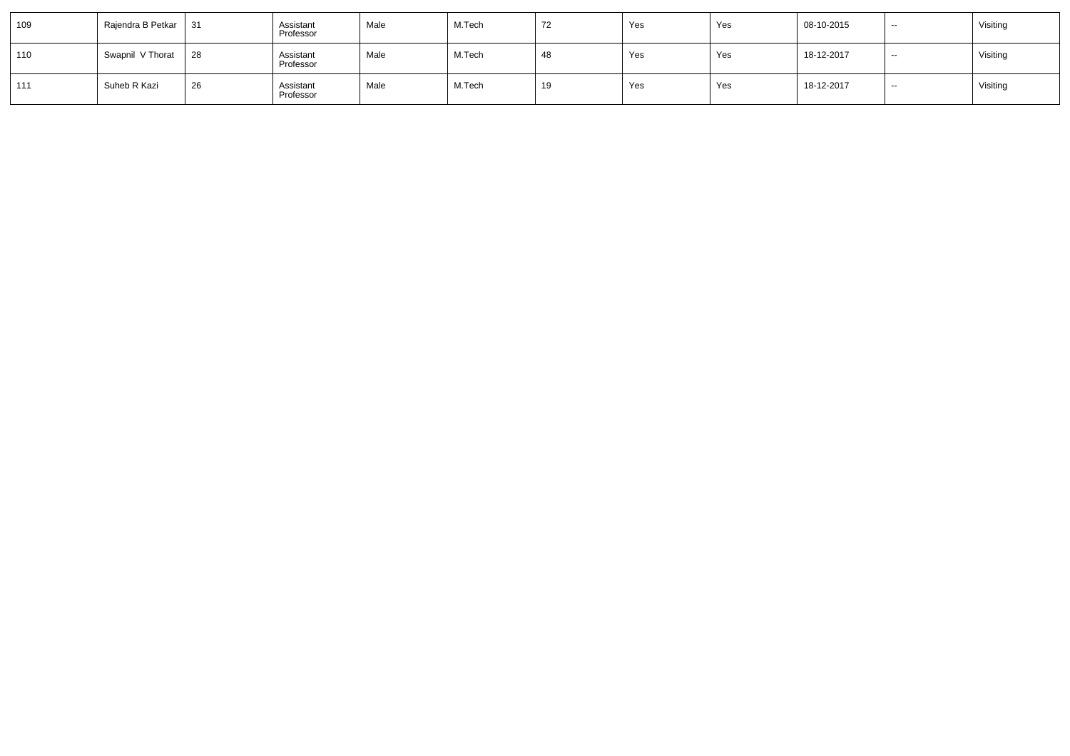| | | | | | | | | | | | |
|---|---|---|---|---|---|---|---|---|---|---|---|
| 109 | Rajendra B Petkar | 31 | Assistant Professor | Male | M.Tech | 72 | Yes | Yes | 08-10-2015 | -- | Visiting |
| 110 | Swapnil V Thorat | 28 | Assistant Professor | Male | M.Tech | 48 | Yes | Yes | 18-12-2017 | -- | Visiting |
| 111 | Suheb R Kazi | 26 | Assistant Professor | Male | M.Tech | 19 | Yes | Yes | 18-12-2017 | -- | Visiting |